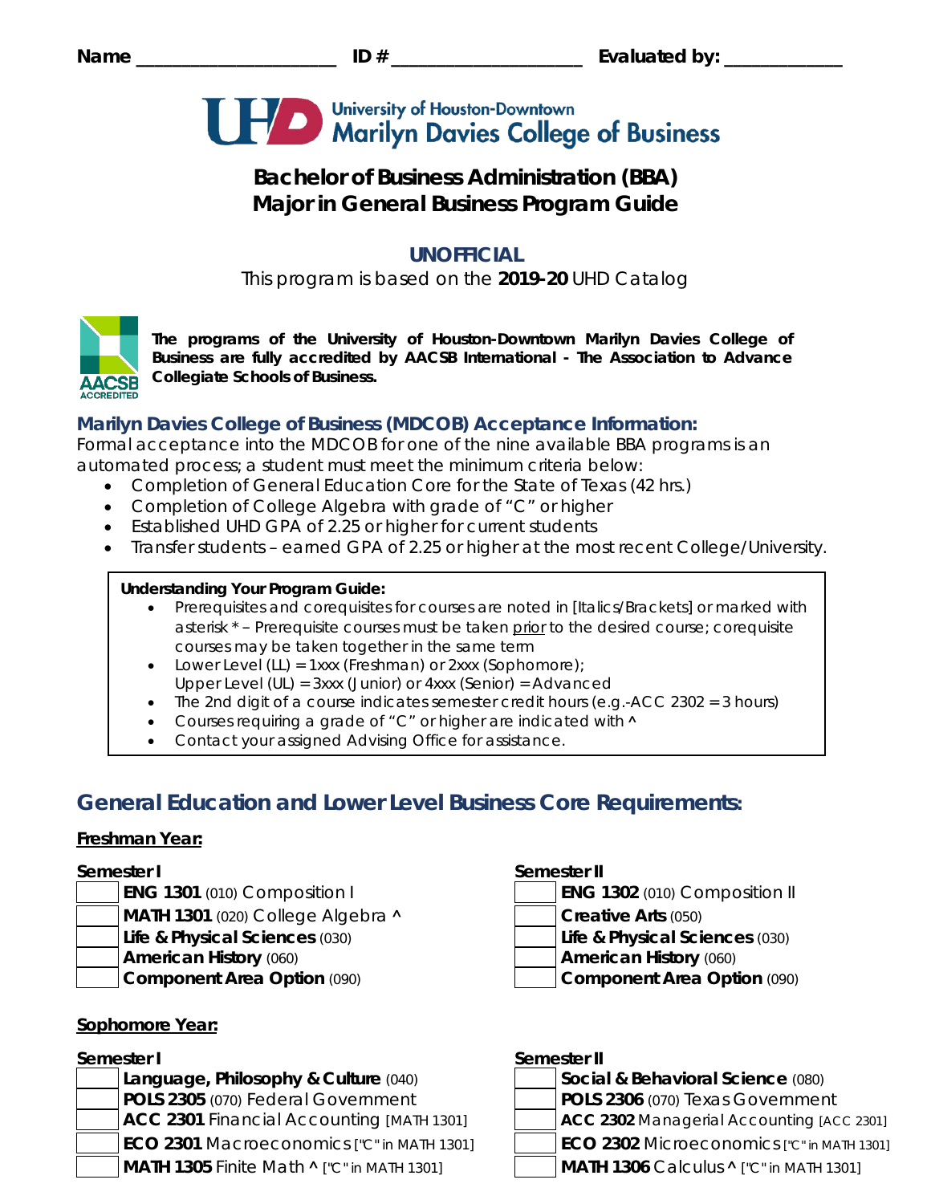Name ____________________ ID # ___________________ Evaluated by: ___________

University of Houston-Downtown
Marilyn Davies College of Business

# Bachelor of Business Administration (BBA)
# Major in General Business Program Guide

## UNOFFICIAL

This program is based on the **2019-20** UHD Catalog

**The programs of the University of Houston-Downtown Marilyn Davies College of Business are fully accredited by AACSB International - The Association to Advance Collegiate Schools of Business.**

### Marilyn Davies College of Business (MDCOB) Acceptance Information:

Formal acceptance into the MDCOB for one of the nine available BBA programs is an automated process; a student must meet the minimum criteria below:

- Completion of General Education Core for the State of Texas (42 hrs.)
- Completion of College Algebra with grade of "C" or higher
- Established UHD GPA of 2.25 or higher for current students
- Transfer students – earned GPA of 2.25 or higher at the most recent College/University.

**Understanding Your Program Guide:**

- Prerequisites and corequisites for courses are noted in [Italics/Brackets] or marked with asterisk * – Prerequisite courses must be taken prior to the desired course; corequisite courses may be taken together in the same term
- Lower Level (LL) = 1xxx (Freshman) or 2xxx (Sophomore); Upper Level (UL) = 3xxx (Junior) or 4xxx (Senior) = Advanced
- The 2nd digit of a course indicates semester credit hours (e.g.-ACC 2302 = 3 hours)
- Courses requiring a grade of "C" or higher are indicated with ^
- Contact your assigned Advising Office for assistance.

## General Education and Lower Level Business Core Requirements:

### Freshman Year:

**Semester I**

- [ ] **ENG 1301** (010) Composition I
- [ ] **MATH 1301** (020) College Algebra ^
- [ ] **Life & Physical Sciences** (030)
- [ ] **American History** (060)
- [ ] **Component Area Option** (090)

**Semester II**

- [ ] **ENG 1302** (010) Composition II
- [ ] **Creative Arts** (050)
- [ ] **Life & Physical Sciences** (030)
- [ ] **American History** (060)
- [ ] **Component Area Option** (090)

### Sophomore Year:

**Semester I**

- [ ] **Language, Philosophy & Culture** (040)
- [ ] **POLS 2305** (070) Federal Government
- [ ] **ACC 2301** Financial Accounting [MATH 1301]
- [ ] **ECO 2301** Macroeconomics ["C" in MATH 1301]
- [ ] **MATH 1305** Finite Math ^ ["C" in MATH 1301]

**Semester II**

- [ ] **Social & Behavioral Science** (080)
- [ ] **POLS 2306** (070) Texas Government
- [ ] **ACC 2302** Managerial Accounting [ACC 2301]
- [ ] **ECO 2302** Microeconomics ["C" in MATH 1301]
- [ ] **MATH 1306** Calculus ^ ["C" in MATH 1301]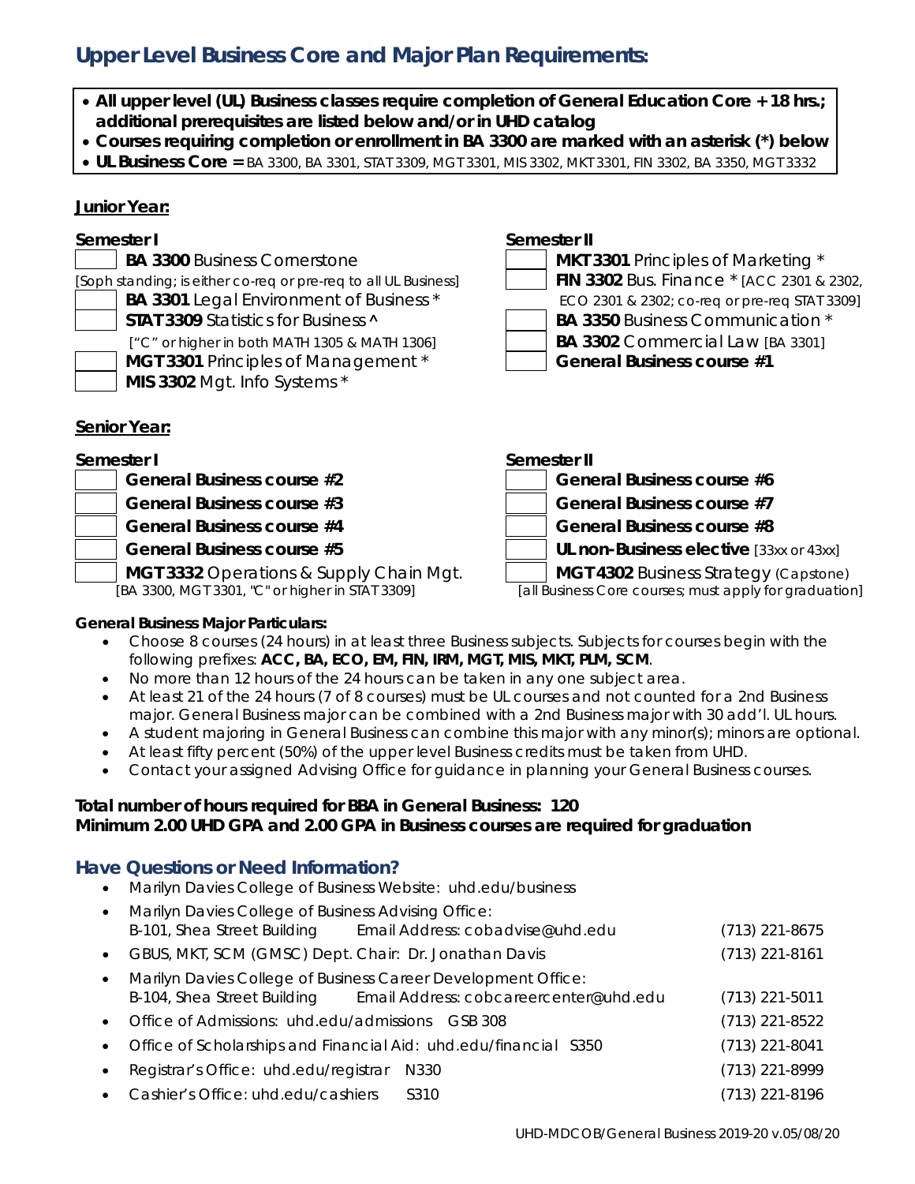## Upper Level Business Core and Major Plan Requirements:

- **All upper level (UL) Business classes require completion of General Education Core + 18 hrs.; additional prerequisites are listed below and/or in UHD catalog**
- **Courses requiring completion or enrollment in BA 3300 are marked with an asterisk (*) below**
- **UL Business Core =** BA 3300, BA 3301, STAT 3309, MGT 3301, MIS 3302, MKT 3301, FIN 3302, BA 3350, MGT 3332

### Junior Year:

**Semester I**

- [ ] **BA 3300** Business Cornerstone
  [Soph standing; is either co-req or pre-req to all UL Business]
- [ ] **BA 3301** Legal Environment of Business *
- [ ] **STAT 3309** Statistics for Business ^
  ["C" or higher in both MATH 1305 & MATH 1306]
- [ ] **MGT 3301** Principles of Management *
- [ ] **MIS 3302** Mgt. Info Systems *

**Semester II**

- [ ] **MKT 3301** Principles of Marketing *
- [ ] **FIN 3302** Bus. Finance * [ACC 2301 & 2302, ECO 2301 & 2302; co-req or pre-req STAT 3309]
- [ ] **BA 3350** Business Communication *
- [ ] **BA 3302** Commercial Law [BA 3301]
- [ ] **General Business course #1**

### Senior Year:

**Semester I**

- [ ] **General Business course #2**
- [ ] **General Business course #3**
- [ ] **General Business course #4**
- [ ] **General Business course #5**
- [ ] **MGT 3332** Operations & Supply Chain Mgt.
  [BA 3300, MGT 3301, "C" or higher in STAT 3309]

**Semester II**

- [ ] **General Business course #6**
- [ ] **General Business course #7**
- [ ] **General Business course #8**
- [ ] **UL non-Business elective** [33xx or 43xx]
- [ ] **MGT 4302** Business Strategy (Capstone)
  [all Business Core courses; must apply for graduation]

**General Business Major Particulars:**

- Choose 8 courses (24 hours) in at least three Business subjects. Subjects for courses begin with the following prefixes: **ACC, BA, ECO, EM, FIN, IRM, MGT, MIS, MKT, PLM, SCM**.
- No more than 12 hours of the 24 hours can be taken in any one subject area.
- At least 21 of the 24 hours (7 of 8 courses) must be UL courses and not counted for a 2nd Business major. General Business major can be combined with a 2nd Business major with 30 add'l. UL hours.
- A student majoring in General Business can combine this major with any minor(s); minors are optional.
- At least fifty percent (50%) of the upper level Business credits must be taken from UHD.
- Contact your assigned Advising Office for guidance in planning your General Business courses.

**Total number of hours required for BBA in General Business: 120**
**Minimum 2.00 UHD GPA and 2.00 GPA in Business courses are required for graduation**

## Have Questions or Need Information?

- Marilyn Davies College of Business Website: uhd.edu/business
- Marilyn Davies College of Business Advising Office:
  B-101, Shea Street Building — Email Address: cobadvise@uhd.edu — (713) 221-8675
- GBUS, MKT, SCM (GMSC) Dept. Chair: Dr. Jonathan Davis — (713) 221-8161
- Marilyn Davies College of Business Career Development Office:
  B-104, Shea Street Building — Email Address: cobcareercenter@uhd.edu — (713) 221-5011
- Office of Admissions: uhd.edu/admissions GSB 308 — (713) 221-8522
- Office of Scholarships and Financial Aid: uhd.edu/financial S350 — (713) 221-8041
- Registrar's Office: uhd.edu/registrar N330 — (713) 221-8999
- Cashier's Office: uhd.edu/cashiers S310 — (713) 221-8196

UHD-MDCOB/General Business 2019-20 v.05/08/20